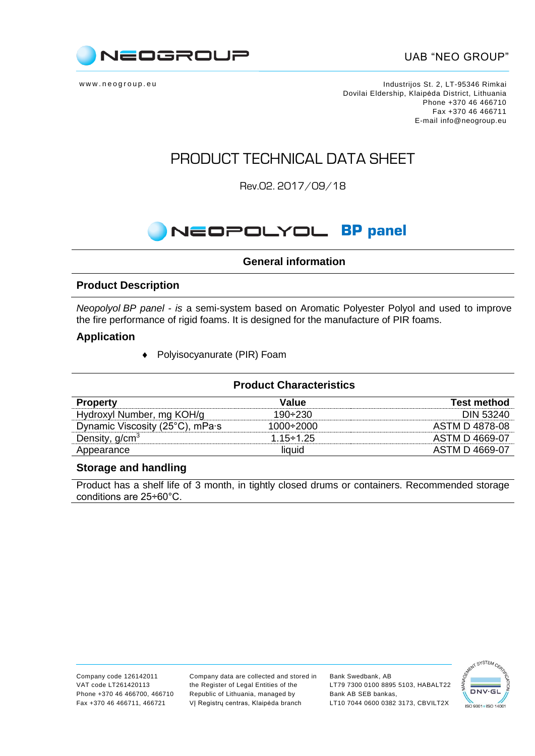NEOGROUP

UAB "NEO GROUP"

www.neogroup.eu

Industrijos St. 2, LT-95346 Rimkai
Dovilai Eldership, Klaipėda District, Lithuania
Phone +370 46 466710
Fax +370 46 466711
E-mail info@neogroup.eu

# PRODUCT TECHNICAL DATA SHEET

Rev.02. 2017/09/18

## NEOPOLYOL BP panel

### General information

### Product Description

*Neopolyol BP panel - is* a semi-system based on Aromatic Polyester Polyol and used to improve the fire performance of rigid foams. It is designed for the manufacture of PIR foams.

### Application

- Polyisocyanurate (PIR) Foam

### Product Characteristics

| Property | Value | Test method |
|---|---|---|
| Hydroxyl Number, mg KOH/g | 190÷230 | DIN 53240 |
| Dynamic Viscosity (25°C), mPa·s | 1000÷2000 | ASTM D 4878-08 |
| Density, g/cm$^3$ | 1.15÷1.25 | ASTM D 4669-07 |
| Appearance | liquid | ASTM D 4669-07 |

### Storage and handling

Product has a shelf life of 3 month, in tightly closed drums or containers. Recommended storage conditions are 25÷60°C.

Company code 126142011
VAT code LT261420113
Phone +370 46 466700, 466710
Fax +370 46 466711, 466721

Company data are collected and stored in the Register of Legal Entities of the Republic of Lithuania, managed by VĮ Registrų centras, Klaipėda branch

Bank Swedbank, AB
LT79 7300 0100 8895 5103, HABALT22
Bank AB SEB bankas,
LT10 7044 0600 0382 3173, CBVILT2X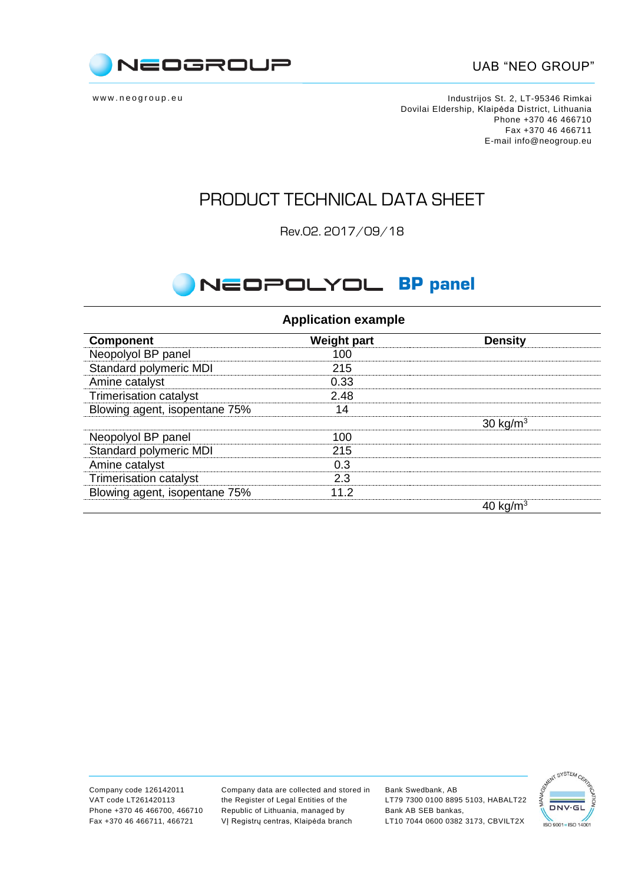# PRODUCT TECHNICAL DATA SHEET

Rev.02. 2017/09/18

## NEOPOLYOL BP panel

### Application example

| Component | Weight part | Density |
|---|---|---|
| Neopolyol BP panel | 100 | |
| Standard polymeric MDI | 215 | |
| Amine catalyst | 0.33 | |
| Trimerisation catalyst | 2.48 | |
| Blowing agent, isopentane 75% | 14 | |
| | | 30 kg/m$^3$ |
| Neopolyol BP panel | 100 | |
| Standard polymeric MDI | 215 | |
| Amine catalyst | 0.3 | |
| Trimerisation catalyst | 2.3 | |
| Blowing agent, isopentane 75% | 11.2 | |
| | | 40 kg/m$^3$ |